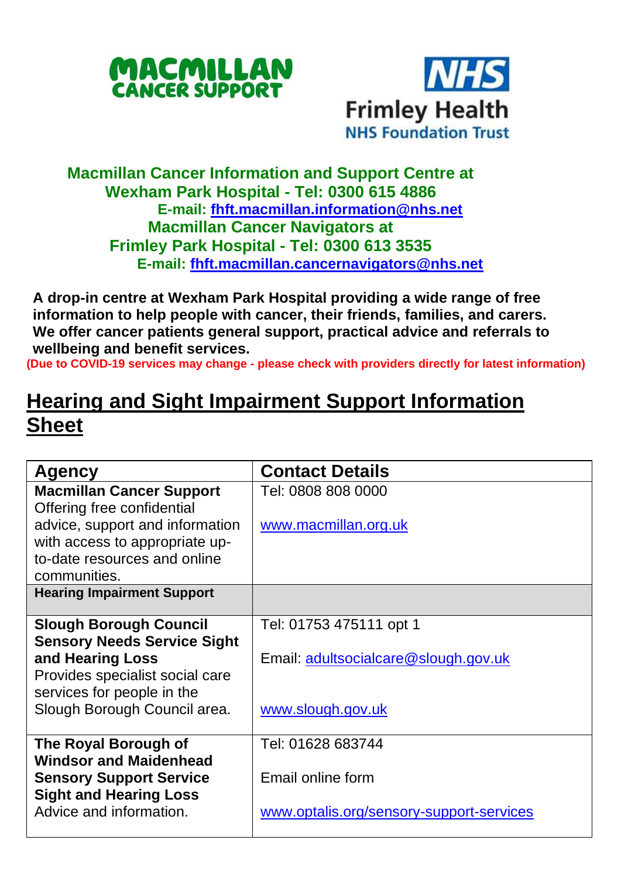MACMILLAN CANCER SUPPORT

NHS Frimley Health NHS Foundation Trust

**Macmillan Cancer Information and Support Centre at Wexham Park Hospital - Tel: 0300 615 4886**
**E-mail: fhft.macmillan.information@nhs.net**
**Macmillan Cancer Navigators at Frimley Park Hospital - Tel: 0300 613 3535**
**E-mail: fhft.macmillan.cancernavigators@nhs.net**

**A drop-in centre at Wexham Park Hospital providing a wide range of free information to help people with cancer, their friends, families, and carers. We offer cancer patients general support, practical advice and referrals to wellbeing and benefit services.**
**(Due to COVID-19 services may change - please check with providers directly for latest information)**

# Hearing and Sight Impairment Support Information Sheet

| Agency | Contact Details |
|---|---|
| **Macmillan Cancer Support** Offering free confidential advice, support and information with access to appropriate up-to-date resources and online communities. | Tel: 0808 808 0000<br><br>www.macmillan.org.uk |
| **Hearing Impairment Support** | |
| **Slough Borough Council Sensory Needs Service Sight and Hearing Loss** Provides specialist social care services for people in the Slough Borough Council area. | Tel: 01753 475111 opt 1<br><br>Email: adultsocialcare@slough.gov.uk<br><br>www.slough.gov.uk |
| **The Royal Borough of Windsor and Maidenhead Sensory Support Service Sight and Hearing Loss** Advice and information. | Tel: 01628 683744<br><br>Email online form<br><br>www.optalis.org/sensory-support-services |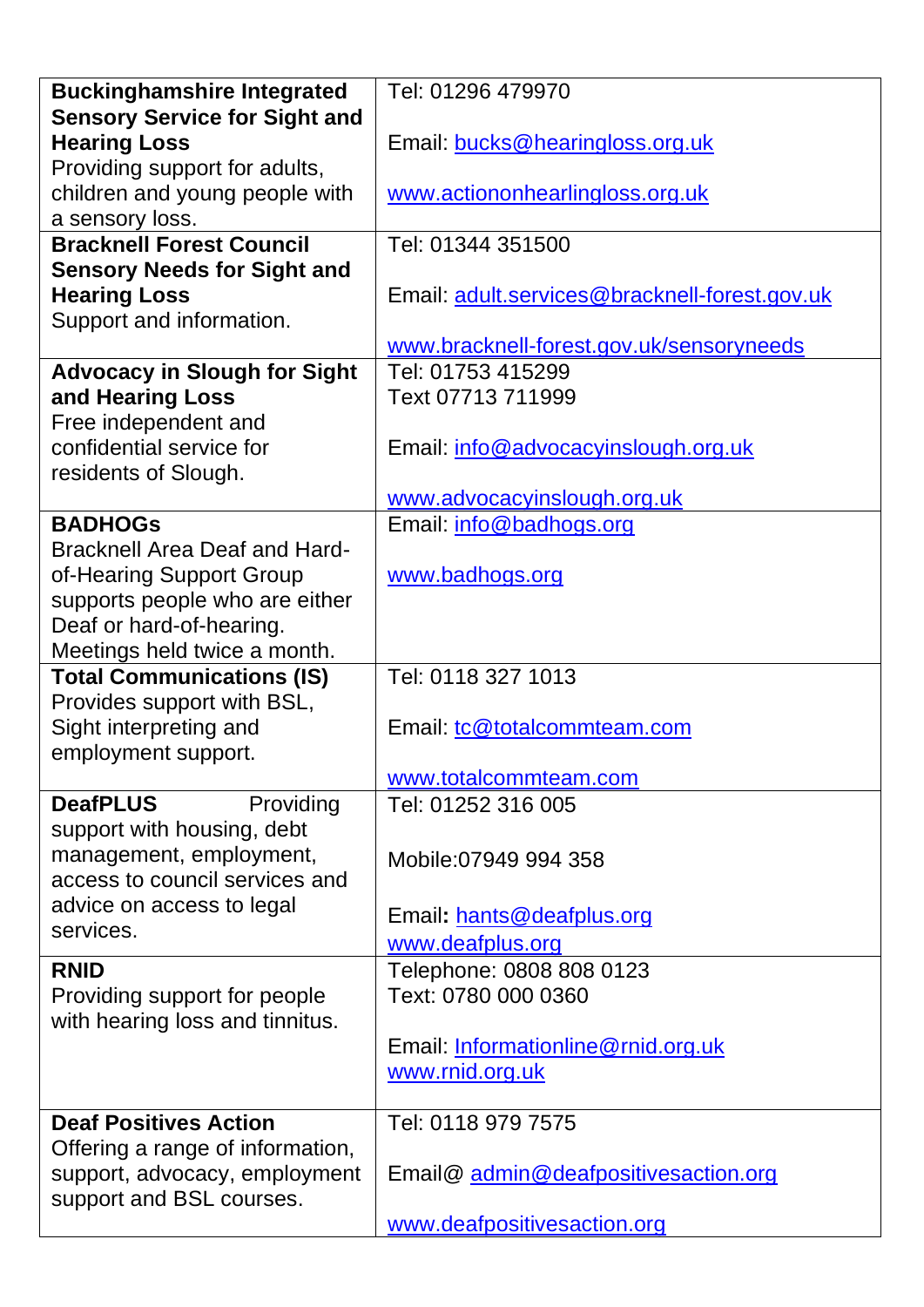| **Buckinghamshire Integrated Sensory Service for Sight and Hearing Loss**<br>Providing support for adults, children and young people with a sensory loss. | Tel: 01296 479970<br><br>Email: bucks@hearingloss.org.uk<br><br>www.actiononhearlingloss.org.uk |
|---|---|
| **Bracknell Forest Council Sensory Needs for Sight and Hearing Loss**<br>Support and information. | Tel: 01344 351500<br><br>Email: adult.services@bracknell-forest.gov.uk<br><br>www.bracknell-forest.gov.uk/sensoryneeds |
| **Advocacy in Slough for Sight and Hearing Loss**<br>Free independent and confidential service for residents of Slough. | Tel: 01753 415299<br>Text 07713 711999<br><br>Email: info@advocacyinslough.org.uk<br><br>www.advocacyinslough.org.uk |
| **BADHOGs**<br>Bracknell Area Deaf and Hard-of-Hearing Support Group supports people who are either Deaf or hard-of-hearing. Meetings held twice a month. | Email: info@badhogs.org<br><br>www.badhogs.org |
| **Total Communications (IS)**<br>Provides support with BSL, Sight interpreting and employment support. | Tel: 0118 327 1013<br><br>Email: tc@totalcommteam.com<br><br>www.totalcommteam.com |
| **DeafPLUS** Providing support with housing, debt management, employment, access to council services and advice on access to legal services. | Tel: 01252 316 005<br><br>Mobile:07949 994 358<br><br>Email**:** hants@deafplus.org<br>www.deafplus.org |
| **RNID**<br>Providing support for people with hearing loss and tinnitus. | Telephone: 0808 808 0123<br>Text: 0780 000 0360<br><br>Email: Informationline@rnid.org.uk<br>www.rnid.org.uk |
| **Deaf Positives Action**<br>Offering a range of information, support, advocacy, employment support and BSL courses. | Tel: 0118 979 7575<br><br>Email@ admin@deafpositivesaction.org<br><br>www.deafpositivesaction.org |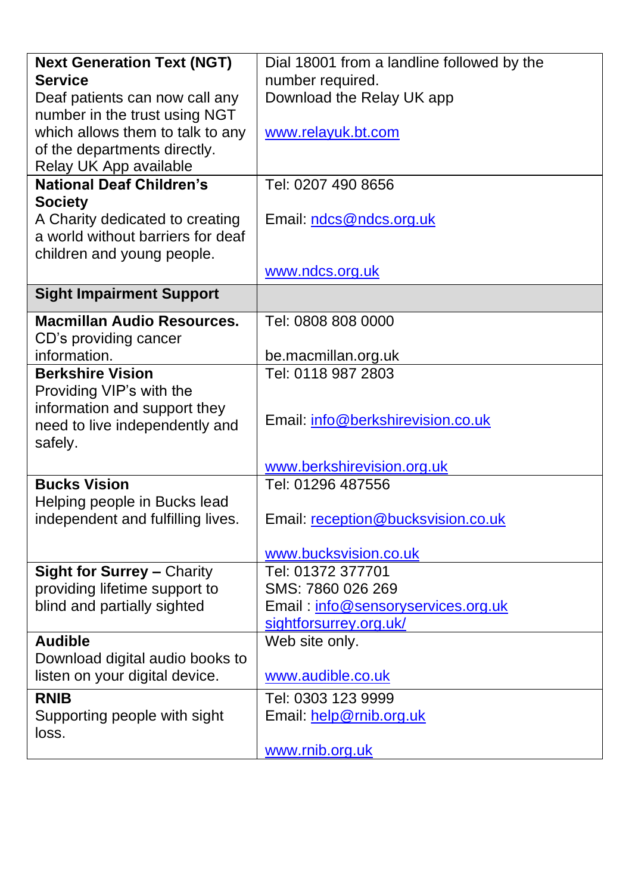| | |
|---|---|
| **Next Generation Text (NGT) Service**<br>Deaf patients can now call any number in the trust using NGT which allows them to talk to any of the departments directly.<br>Relay UK App available | Dial 18001 from a landline followed by the number required.<br>Download the Relay UK app<br><br>www.relayuk.bt.com |
| **National Deaf Children's Society**<br>A Charity dedicated to creating a world without barriers for deaf children and young people. | Tel: 0207 490 8656<br><br>Email: ndcs@ndcs.org.uk<br><br>www.ndcs.org.uk |
| **Sight Impairment Support** | |
| **Macmillan Audio Resources.**<br>CD's providing cancer information. | Tel: 0808 808 0000<br><br>be.macmillan.org.uk |
| **Berkshire Vision**<br>Providing VIP's with the information and support they need to live independently and safely. | Tel: 0118 987 2803<br><br>Email: info@berkshirevision.co.uk<br><br>www.berkshirevision.org.uk |
| **Bucks Vision**<br>Helping people in Bucks lead independent and fulfilling lives. | Tel: 01296 487556<br><br>Email: reception@bucksvision.co.uk<br><br>www.bucksvision.co.uk |
| **Sight for Surrey –** Charity providing lifetime support to blind and partially sighted | Tel: 01372 377701<br>SMS: 7860 026 269<br>Email : info@sensoryservices.org.uk<br>sightforsurrey.org.uk/ |
| **Audible**<br>Download digital audio books to listen on your digital device. | Web site only.<br><br>www.audible.co.uk |
| **RNIB**<br>Supporting people with sight loss. | Tel: 0303 123 9999<br>Email: help@rnib.org.uk<br><br>www.rnib.org.uk |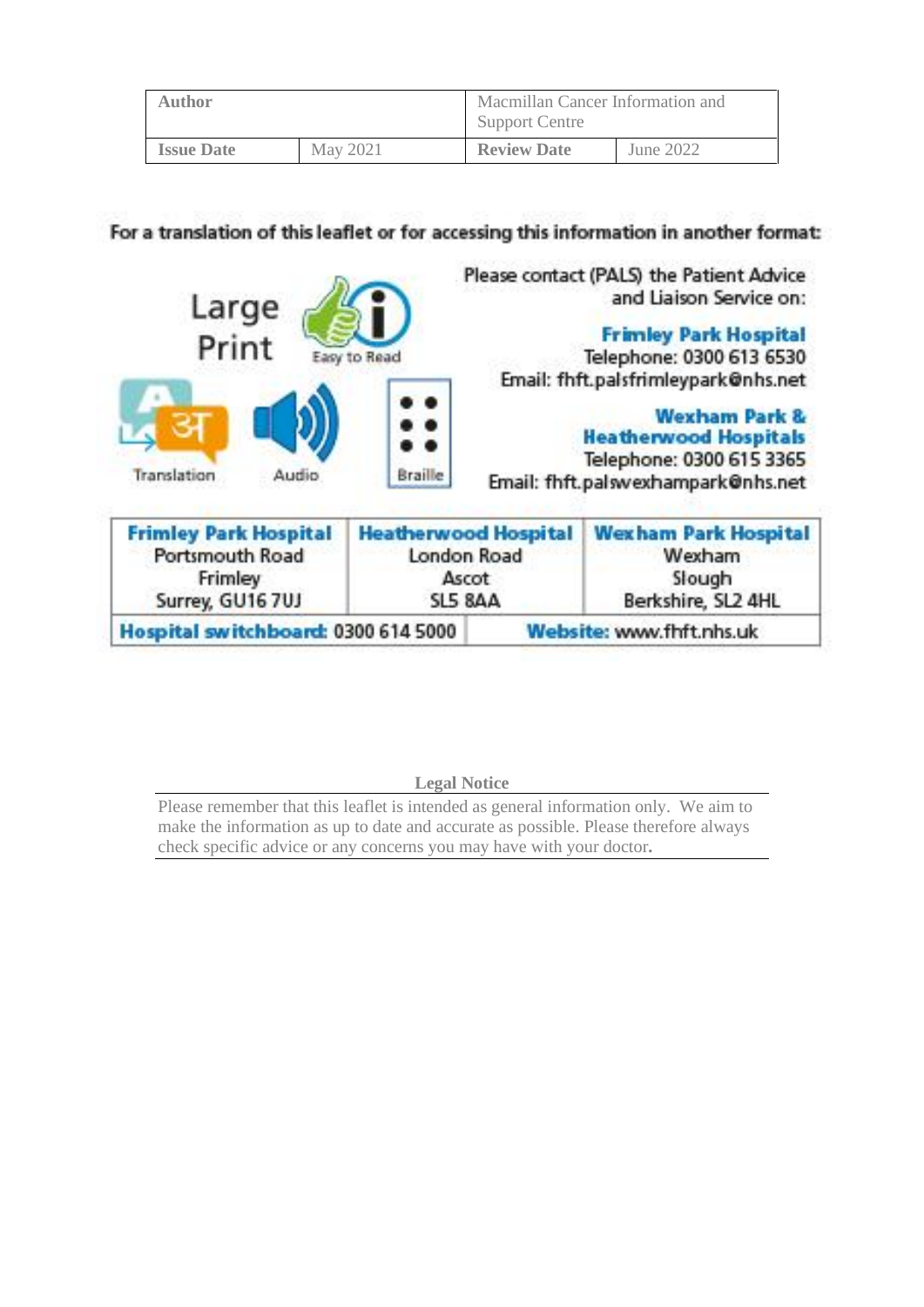| Author | | Macmillan Cancer Information and Support Centre | |
|---|---|---|---|
| **Issue Date** | May 2021 | **Review Date** | June 2022 |

**For a translation of this leaflet or for accessing this information in another format:**

Large Print

Easy to Read

Translation

Audio

Braille

Please contact (PALS) the Patient Advice and Liaison Service on:

**Frimley Park Hospital**
Telephone: 0300 613 6530
Email: fhft.palsfrimleypark@nhs.net

**Wexham Park & Heatherwood Hospitals**
Telephone: 0300 615 3365
Email: fhft.palswexhampark@nhs.net

| **Frimley Park Hospital** | **Heatherwood Hospital** | **Wexham Park Hospital** |
|---|---|---|
| Portsmouth Road<br>Frimley<br>Surrey, GU16 7UJ | London Road<br>Ascot<br>SL5 8AA | Wexham<br>Slough<br>Berkshire, SL2 4HL |
| **Hospital switchboard:** 0300 614 5000 | **Website:** www.fhft.nhs.uk | |

**Legal Notice**

Please remember that this leaflet is intended as general information only. We aim to make the information as up to date and accurate as possible. Please therefore always check specific advice or any concerns you may have with your doctor.